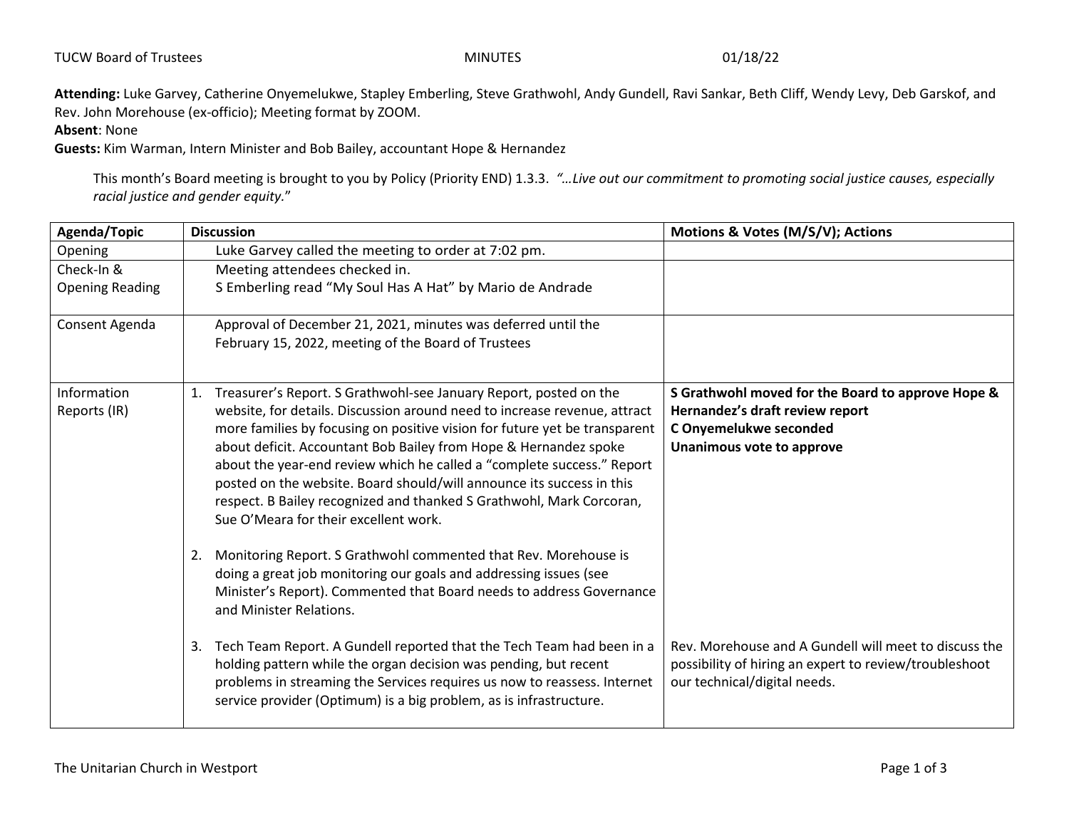TUCW Board of Trustees MINUTES 01/18/22

**Attending:** Luke Garvey, Catherine Onyemelukwe, Stapley Emberling, Steve Grathwohl, Andy Gundell, Ravi Sankar, Beth Cliff, Wendy Levy, Deb Garskof, and Rev. John Morehouse (ex-officio); Meeting format by ZOOM.
**Absent**: None
**Guests:** Kim Warman, Intern Minister and Bob Bailey, accountant Hope & Hernandez

This month's Board meeting is brought to you by Policy (Priority END) 1.3.3. *"…Live out our commitment to promoting social justice causes, especially racial justice and gender equity."*

| Agenda/Topic | Discussion | Motions & Votes (M/S/V); Actions |
|---|---|---|
| Opening | Luke Garvey called the meeting to order at 7:02 pm. | |
| Check-In & Opening Reading | Meeting attendees checked in.<br>S Emberling read "My Soul Has A Hat" by Mario de Andrade | |
| Consent Agenda | Approval of December 21, 2021, minutes was deferred until the February 15, 2022, meeting of the Board of Trustees | |
| Information Reports (IR) | 1. Treasurer's Report. S Grathwohl-see January Report, posted on the website, for details. Discussion around need to increase revenue, attract more families by focusing on positive vision for future yet be transparent about deficit. Accountant Bob Bailey from Hope & Hernandez spoke about the year-end review which he called a "complete success." Report posted on the website. Board should/will announce its success in this respect. B Bailey recognized and thanked S Grathwohl, Mark Corcoran, Sue O'Meara for their excellent work. | **S Grathwohl moved for the Board to approve Hope & Hernandez's draft review report**<br>**C Onyemelukwe seconded**<br>**Unanimous vote to approve** |
| | 2. Monitoring Report. S Grathwohl commented that Rev. Morehouse is doing a great job monitoring our goals and addressing issues (see Minister's Report). Commented that Board needs to address Governance and Minister Relations. | |
| | 3. Tech Team Report. A Gundell reported that the Tech Team had been in a holding pattern while the organ decision was pending, but recent problems in streaming the Services requires us now to reassess. Internet service provider (Optimum) is a big problem, as is infrastructure. | Rev. Morehouse and A Gundell will meet to discuss the possibility of hiring an expert to review/troubleshoot our technical/digital needs. |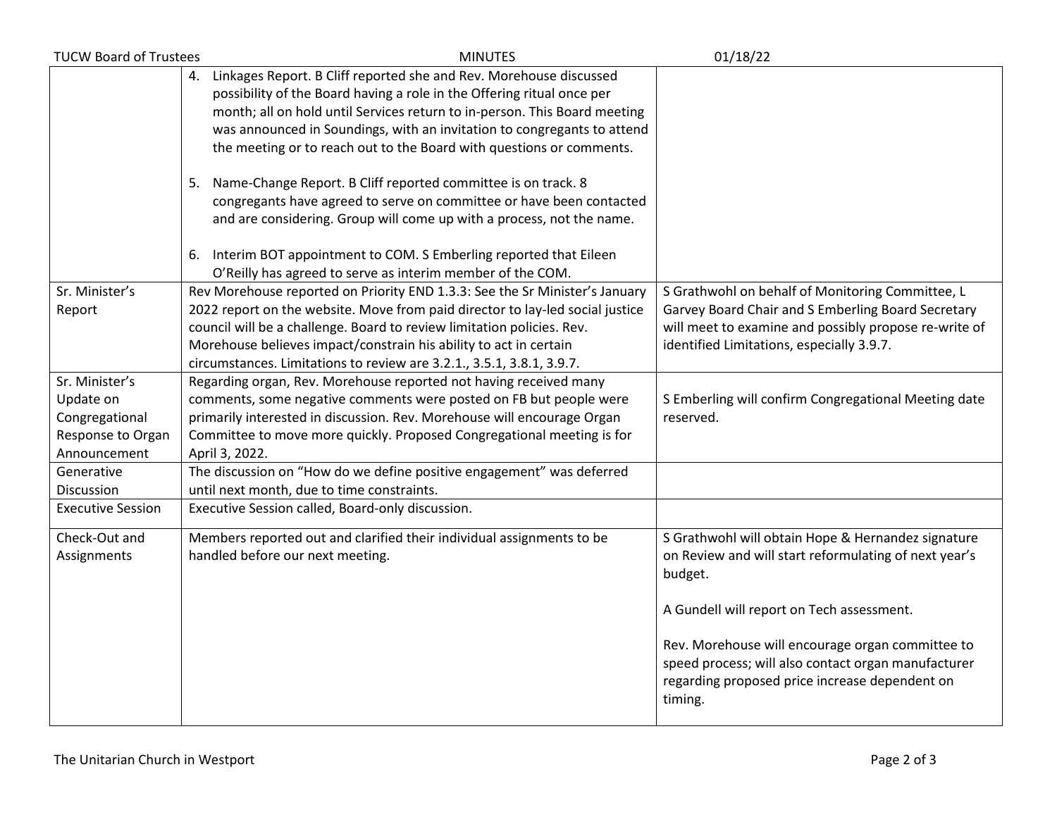| | | |
|---|---|---|
| | 4. Linkages Report. B Cliff reported she and Rev. Morehouse discussed possibility of the Board having a role in the Offering ritual once per month; all on hold until Services return to in-person. This Board meeting was announced in Soundings, with an invitation to congregants to attend the meeting or to reach out to the Board with questions or comments.<br><br>5. Name-Change Report. B Cliff reported committee is on track. 8 congregants have agreed to serve on committee or have been contacted and are considering. Group will come up with a process, not the name.<br><br>6. Interim BOT appointment to COM. S Emberling reported that Eileen O'Reilly has agreed to serve as interim member of the COM. | |
| Sr. Minister's Report | Rev Morehouse reported on Priority END 1.3.3: See the Sr Minister's January 2022 report on the website. Move from paid director to lay-led social justice council will be a challenge. Board to review limitation policies. Rev. Morehouse believes impact/constrain his ability to act in certain circumstances. Limitations to review are 3.2.1., 3.5.1, 3.8.1, 3.9.7. | S Grathwohl on behalf of Monitoring Committee, L Garvey Board Chair and S Emberling Board Secretary will meet to examine and possibly propose re-write of identified Limitations, especially 3.9.7. |
| Sr. Minister's Update on Congregational Response to Organ Announcement | Regarding organ, Rev. Morehouse reported not having received many comments, some negative comments were posted on FB but people were primarily interested in discussion. Rev. Morehouse will encourage Organ Committee to move more quickly. Proposed Congregational meeting is for April 3, 2022. | S Emberling will confirm Congregational Meeting date reserved. |
| Generative Discussion | The discussion on "How do we define positive engagement" was deferred until next month, due to time constraints. | |
| Executive Session | Executive Session called, Board-only discussion. | |
| Check-Out and Assignments | Members reported out and clarified their individual assignments to be handled before our next meeting. | S Grathwohl will obtain Hope & Hernandez signature on Review and will start reformulating of next year's budget.<br><br>A Gundell will report on Tech assessment.<br><br>Rev. Morehouse will encourage organ committee to speed process; will also contact organ manufacturer regarding proposed price increase dependent on timing. |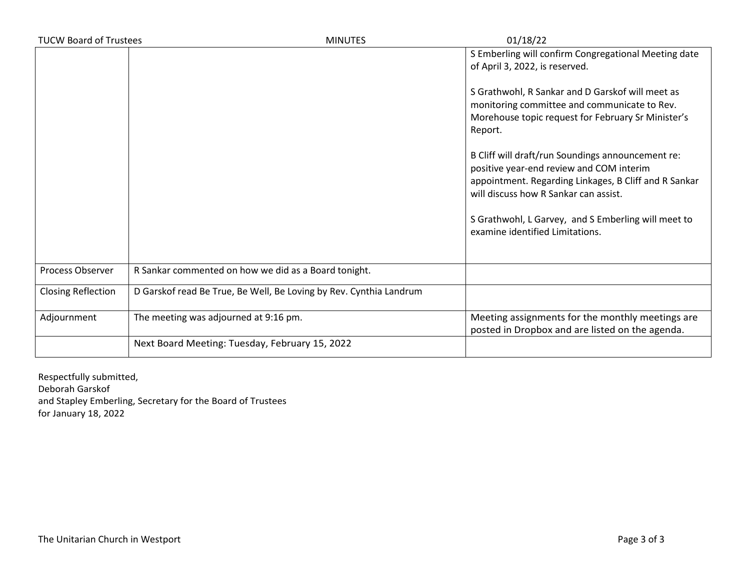| | | |
|---|---|---|
| | | S Emberling will confirm Congregational Meeting date of April 3, 2022, is reserved.<br><br>S Grathwohl, R Sankar and D Garskof will meet as monitoring committee and communicate to Rev. Morehouse topic request for February Sr Minister's Report.<br><br>B Cliff will draft/run Soundings announcement re: positive year-end review and COM interim appointment. Regarding Linkages, B Cliff and R Sankar will discuss how R Sankar can assist.<br><br>S Grathwohl, L Garvey, and S Emberling will meet to examine identified Limitations. |
| Process Observer | R Sankar commented on how we did as a Board tonight. | |
| Closing Reflection | D Garskof read Be True, Be Well, Be Loving by Rev. Cynthia Landrum | |
| Adjournment | The meeting was adjourned at 9:16 pm. | Meeting assignments for the monthly meetings are posted in Dropbox and are listed on the agenda. |
| | Next Board Meeting: Tuesday, February 15, 2022 | |

Respectfully submitted,
Deborah Garskof
and Stapley Emberling, Secretary for the Board of Trustees
for January 18, 2022